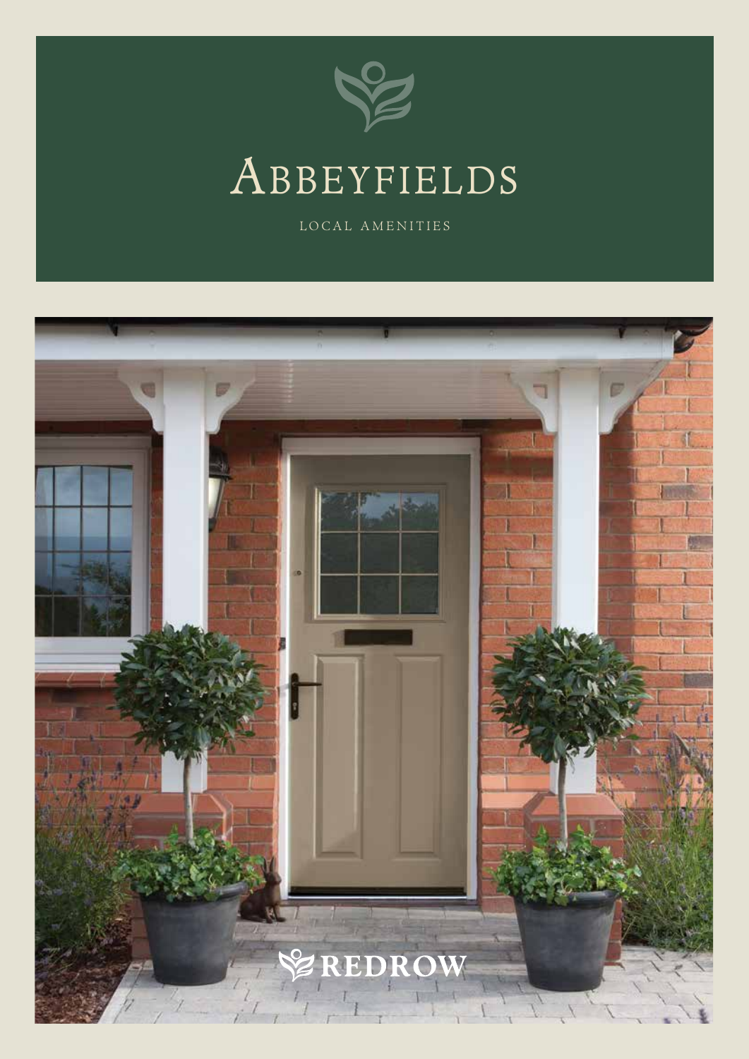# Abbeyfields

LOCAL AMENITIES

REDROW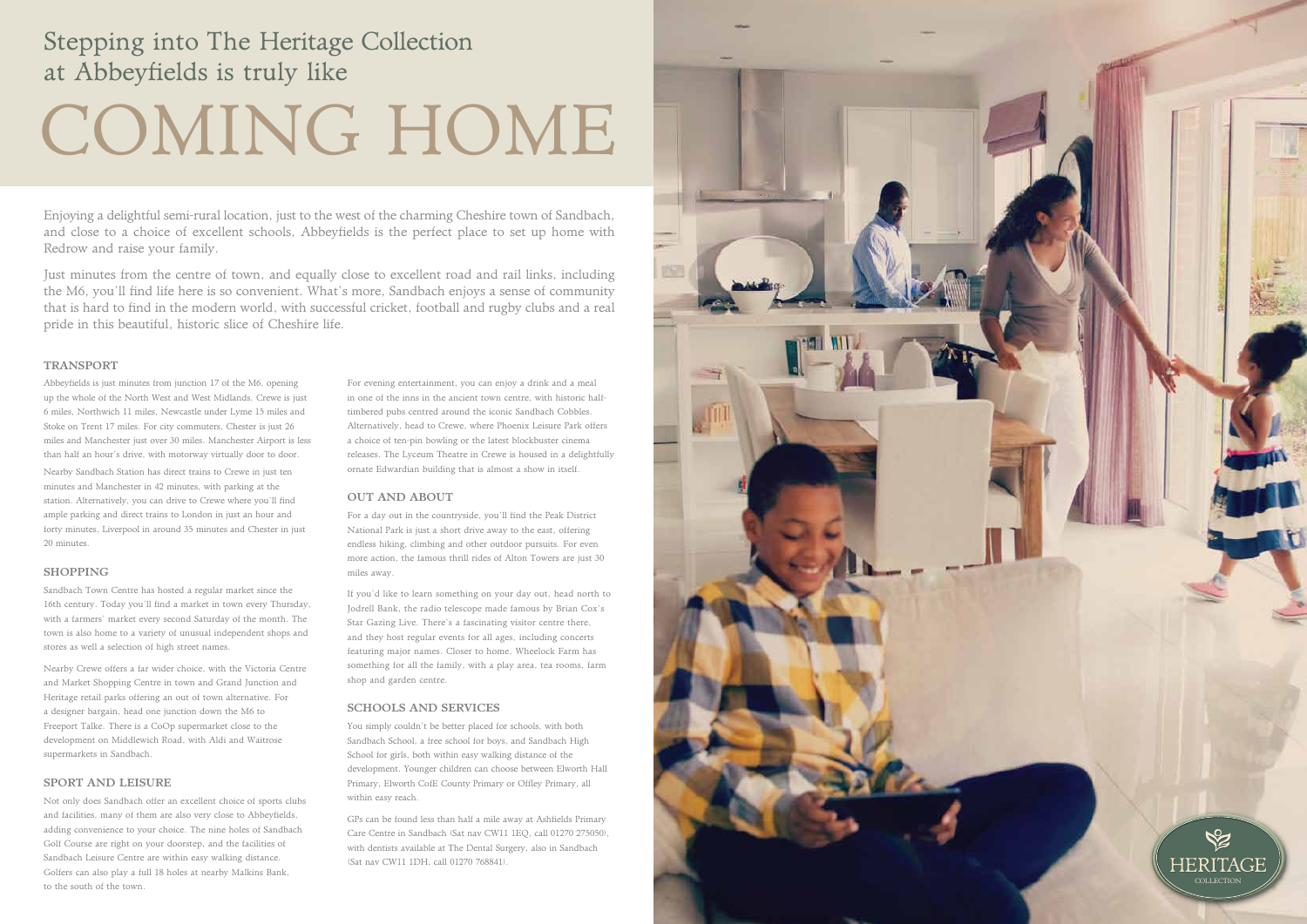# Stepping into The Heritage Collection at Abbeyfields is truly like COMING HOME

Enjoying a delightful semi-rural location, just to the west of the charming Cheshire town of Sandbach, and close to a choice of excellent schools, Abbeyfields is the perfect place to set up home with Redrow and raise your family.

Just minutes from the centre of town, and equally close to excellent road and rail links, including the M6, you'll find life here is so convenient. What's more, Sandbach enjoys a sense of community that is hard to find in the modern world, with successful cricket, football and rugby clubs and a real pride in this beautiful, historic slice of Cheshire life.

### TRANSPORT

Abbeyfields is just minutes from junction 17 of the M6, opening up the whole of the North West and West Midlands. Crewe is just 6 miles, Northwich 11 miles, Newcastle under Lyme 15 miles and Stoke on Trent 17 miles. For city commuters, Chester is just 26 miles and Manchester just over 30 miles. Manchester Airport is less than half an hour's drive, with motorway virtually door to door.

Nearby Sandbach Station has direct trains to Crewe in just ten minutes and Manchester in 42 minutes, with parking at the station. Alternatively, you can drive to Crewe where you'll find ample parking and direct trains to London in just an hour and forty minutes, Liverpool in around 35 minutes and Chester in just 20 minutes.

### SHOPPING

Sandbach Town Centre has hosted a regular market since the 16th century. Today you'll find a market in town every Thursday, with a farmers' market every second Saturday of the month. The town is also home to a variety of unusual independent shops and stores as well a selection of high street names.

Nearby Crewe offers a far wider choice, with the Victoria Centre and Market Shopping Centre in town and Grand Junction and Heritage retail parks offering an out of town alternative. For a designer bargain, head one junction down the M6 to Freeport Talke. There is a CoOp supermarket close to the development on Middlewich Road, with Aldi and Waitrose supermarkets in Sandbach.

### SPORT AND LEISURE

Not only does Sandbach offer an excellent choice of sports clubs and facilities, many of them are also very close to Abbeyfields, adding convenience to your choice. The nine holes of Sandbach Golf Course are right on your doorstep, and the facilities of Sandbach Leisure Centre are within easy walking distance. Golfers can also play a full 18 holes at nearby Malkins Bank, to the south of the town.

For evening entertainment, you can enjoy a drink and a meal in one of the inns in the ancient town centre, with historic half-timbered pubs centred around the iconic Sandbach Cobbles. Alternatively, head to Crewe, where Phoenix Leisure Park offers a choice of ten-pin bowling or the latest blockbuster cinema releases. The Lyceum Theatre in Crewe is housed in a delightfully ornate Edwardian building that is almost a show in itself.

### OUT AND ABOUT

For a day out in the countryside, you'll find the Peak District National Park is just a short drive away to the east, offering endless hiking, climbing and other outdoor pursuits. For even more action, the famous thrill rides of Alton Towers are just 30 miles away.

If you'd like to learn something on your day out, head north to Jodrell Bank, the radio telescope made famous by Brian Cox's Star Gazing Live. There's a fascinating visitor centre there, and they host regular events for all ages, including concerts featuring major names. Closer to home, Wheelock Farm has something for all the family, with a play area, tea rooms, farm shop and garden centre.

### SCHOOLS AND SERVICES

You simply couldn't be better placed for schools, with both Sandbach School, a free school for boys, and Sandbach High School for girls, both within easy walking distance of the development. Younger children can choose between Elworth Hall Primary, Elworth CofE County Primary or Offley Primary, all within easy reach.

GPs can be found less than half a mile away at Ashfields Primary Care Centre in Sandbach (Sat nav CW11 1EQ, call 01270 275050), with dentists available at The Dental Surgery, also in Sandbach (Sat nav CW11 1DH, call 01270 768841).

HERITAGE COLLECTION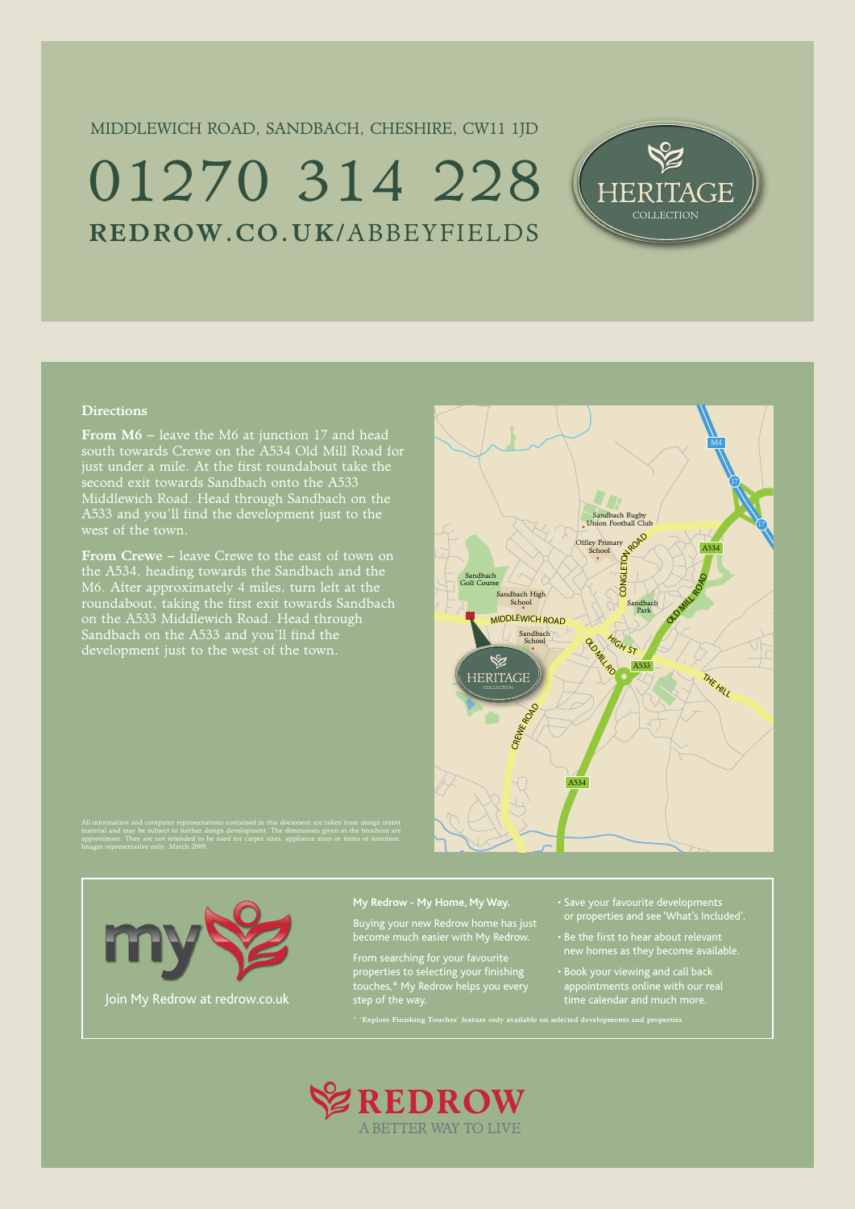MIDDLEWICH ROAD, SANDBACH, CHESHIRE, CW11 1JD

# 01270 314 228

## REDROW.CO.UK/ABBEYFIELDS

HERITAGE COLLECTION

### Directions

**From M6** – leave the M6 at junction 17 and head south towards Crewe on the A534 Old Mill Road for just under a mile. At the first roundabout take the second exit towards Sandbach onto the A533 Middlewich Road. Head through Sandbach on the A533 and you'll find the development just to the west of the town.

**From Crewe** – leave Crewe to the east of town on the A534, heading towards the Sandbach and the M6. After approximately 4 miles, turn left at the roundabout, taking the first exit towards Sandbach on the A533 Middlewich Road. Head through Sandbach on the A533 and you'll find the development just to the west of the town.

M4
17
Sandbach Rugby Union Football Club
Offley Primary School
CONGLETON ROAD
A534
Sandbach Golf Course
Sandbach High School
Sandbach Park
OLD MILL ROAD
MIDDLEWICH ROAD
Sandbach School
HIGH ST
OLD MILL RD
A533
THE HILL
HERITAGE COLLECTION
CREWE ROAD
A534

All information and computer representations contained in this document are taken from design intent material and may be subject to further design development. The dimensions given in the brochure are approximate. They are not intended to be used for carpet sizes, appliance sizes or items of furniture. Images representative only. March 2009.

my

Join My Redrow at redrow.co.uk

**My Redrow - My Home, My Way.**

Buying your new Redrow home has just become much easier with My Redrow.

From searching for your favourite properties to selecting your finishing touches,* My Redrow helps you every step of the way.

- Save your favourite developments or properties and see 'What's Included'.
- Be the first to hear about relevant new homes as they become available.
- Book your viewing and call back appointments online with our real time calendar and much more.

\* 'Explore Finishing Touches' feature only available on selected developments and properties

REDROW
A BETTER WAY TO LIVE